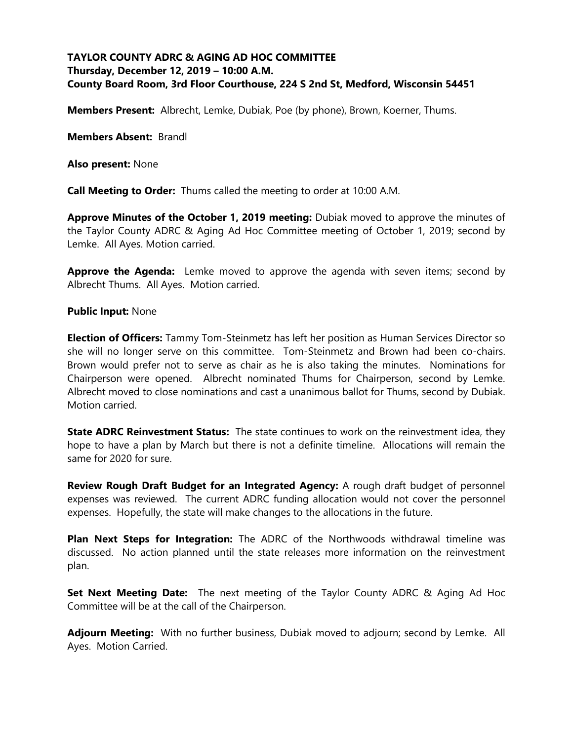**TAYLOR COUNTY ADRC & AGING AD HOC COMMITTEE**
**Thursday, December 12, 2019 – 10:00 A.M.**
**County Board Room, 3rd Floor Courthouse, 224 S 2nd St, Medford, Wisconsin 54451**

**Members Present:** Albrecht, Lemke, Dubiak, Poe (by phone), Brown, Koerner, Thums.

**Members Absent:** Brandl

**Also present:** None

**Call Meeting to Order:** Thums called the meeting to order at 10:00 A.M.

**Approve Minutes of the October 1, 2019 meeting:** Dubiak moved to approve the minutes of the Taylor County ADRC & Aging Ad Hoc Committee meeting of October 1, 2019; second by Lemke. All Ayes. Motion carried.

**Approve the Agenda:** Lemke moved to approve the agenda with seven items; second by Albrecht Thums. All Ayes. Motion carried.

**Public Input:** None

**Election of Officers:** Tammy Tom-Steinmetz has left her position as Human Services Director so she will no longer serve on this committee. Tom-Steinmetz and Brown had been co-chairs. Brown would prefer not to serve as chair as he is also taking the minutes. Nominations for Chairperson were opened. Albrecht nominated Thums for Chairperson, second by Lemke. Albrecht moved to close nominations and cast a unanimous ballot for Thums, second by Dubiak. Motion carried.

**State ADRC Reinvestment Status:** The state continues to work on the reinvestment idea, they hope to have a plan by March but there is not a definite timeline. Allocations will remain the same for 2020 for sure.

**Review Rough Draft Budget for an Integrated Agency:** A rough draft budget of personnel expenses was reviewed. The current ADRC funding allocation would not cover the personnel expenses. Hopefully, the state will make changes to the allocations in the future.

**Plan Next Steps for Integration:** The ADRC of the Northwoods withdrawal timeline was discussed. No action planned until the state releases more information on the reinvestment plan.

**Set Next Meeting Date:** The next meeting of the Taylor County ADRC & Aging Ad Hoc Committee will be at the call of the Chairperson.

**Adjourn Meeting:** With no further business, Dubiak moved to adjourn; second by Lemke. All Ayes. Motion Carried.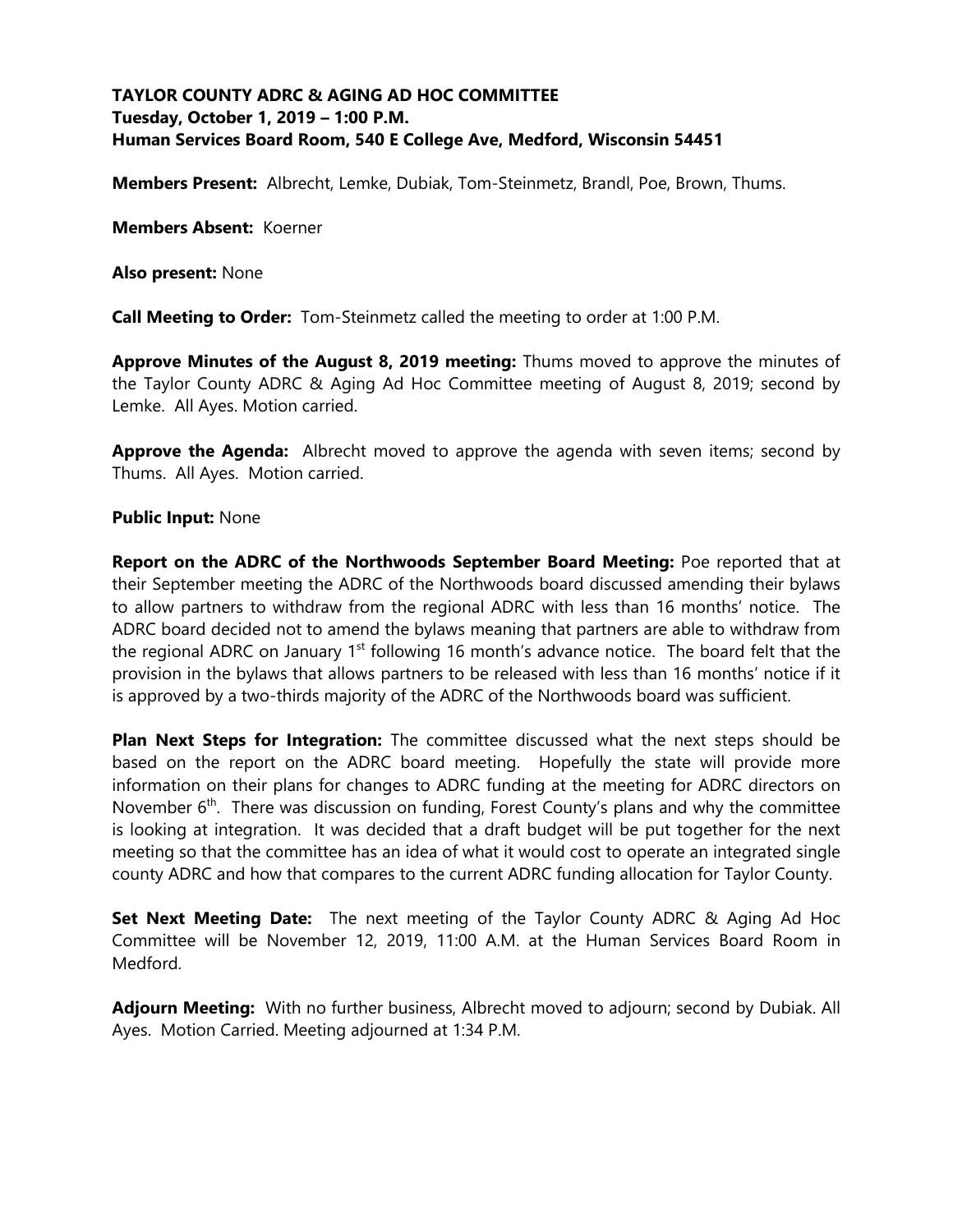**TAYLOR COUNTY ADRC & AGING AD HOC COMMITTEE**
**Tuesday, October 1, 2019 – 1:00 P.M.**
**Human Services Board Room, 540 E College Ave, Medford, Wisconsin 54451**

**Members Present:** Albrecht, Lemke, Dubiak, Tom-Steinmetz, Brandl, Poe, Brown, Thums.

**Members Absent:** Koerner

**Also present:** None

**Call Meeting to Order:** Tom-Steinmetz called the meeting to order at 1:00 P.M.

**Approve Minutes of the August 8, 2019 meeting:** Thums moved to approve the minutes of the Taylor County ADRC & Aging Ad Hoc Committee meeting of August 8, 2019; second by Lemke. All Ayes. Motion carried.

**Approve the Agenda:** Albrecht moved to approve the agenda with seven items; second by Thums. All Ayes. Motion carried.

**Public Input:** None

**Report on the ADRC of the Northwoods September Board Meeting:** Poe reported that at their September meeting the ADRC of the Northwoods board discussed amending their bylaws to allow partners to withdraw from the regional ADRC with less than 16 months' notice. The ADRC board decided not to amend the bylaws meaning that partners are able to withdraw from the regional ADRC on January 1st following 16 month's advance notice. The board felt that the provision in the bylaws that allows partners to be released with less than 16 months' notice if it is approved by a two-thirds majority of the ADRC of the Northwoods board was sufficient.

**Plan Next Steps for Integration:** The committee discussed what the next steps should be based on the report on the ADRC board meeting. Hopefully the state will provide more information on their plans for changes to ADRC funding at the meeting for ADRC directors on November 6th. There was discussion on funding, Forest County's plans and why the committee is looking at integration. It was decided that a draft budget will be put together for the next meeting so that the committee has an idea of what it would cost to operate an integrated single county ADRC and how that compares to the current ADRC funding allocation for Taylor County.

**Set Next Meeting Date:** The next meeting of the Taylor County ADRC & Aging Ad Hoc Committee will be November 12, 2019, 11:00 A.M. at the Human Services Board Room in Medford.

**Adjourn Meeting:** With no further business, Albrecht moved to adjourn; second by Dubiak. All Ayes. Motion Carried. Meeting adjourned at 1:34 P.M.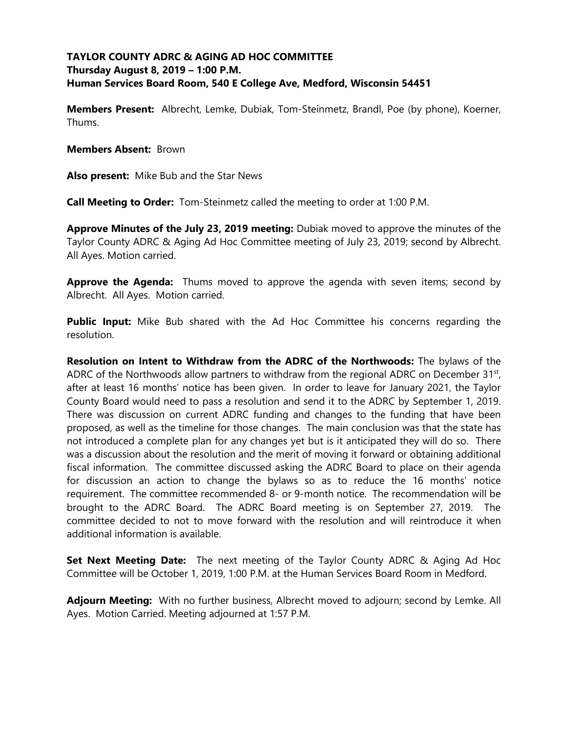**TAYLOR COUNTY ADRC & AGING AD HOC COMMITTEE**
**Thursday August 8, 2019 – 1:00 P.M.**
**Human Services Board Room, 540 E College Ave, Medford, Wisconsin 54451**

**Members Present:** Albrecht, Lemke, Dubiak, Tom-Steinmetz, Brandl, Poe (by phone), Koerner, Thums.

**Members Absent:** Brown

**Also present:** Mike Bub and the Star News

**Call Meeting to Order:** Tom-Steinmetz called the meeting to order at 1:00 P.M.

**Approve Minutes of the July 23, 2019 meeting:** Dubiak moved to approve the minutes of the Taylor County ADRC & Aging Ad Hoc Committee meeting of July 23, 2019; second by Albrecht. All Ayes. Motion carried.

**Approve the Agenda:** Thums moved to approve the agenda with seven items; second by Albrecht. All Ayes. Motion carried.

**Public Input:** Mike Bub shared with the Ad Hoc Committee his concerns regarding the resolution.

**Resolution on Intent to Withdraw from the ADRC of the Northwoods:** The bylaws of the ADRC of the Northwoods allow partners to withdraw from the regional ADRC on December 31st, after at least 16 months' notice has been given. In order to leave for January 2021, the Taylor County Board would need to pass a resolution and send it to the ADRC by September 1, 2019. There was discussion on current ADRC funding and changes to the funding that have been proposed, as well as the timeline for those changes. The main conclusion was that the state has not introduced a complete plan for any changes yet but is it anticipated they will do so. There was a discussion about the resolution and the merit of moving it forward or obtaining additional fiscal information. The committee discussed asking the ADRC Board to place on their agenda for discussion an action to change the bylaws so as to reduce the 16 months' notice requirement. The committee recommended 8- or 9-month notice. The recommendation will be brought to the ADRC Board. The ADRC Board meeting is on September 27, 2019. The committee decided to not to move forward with the resolution and will reintroduce it when additional information is available.

**Set Next Meeting Date:** The next meeting of the Taylor County ADRC & Aging Ad Hoc Committee will be October 1, 2019, 1:00 P.M. at the Human Services Board Room in Medford.

**Adjourn Meeting:** With no further business, Albrecht moved to adjourn; second by Lemke. All Ayes. Motion Carried. Meeting adjourned at 1:57 P.M.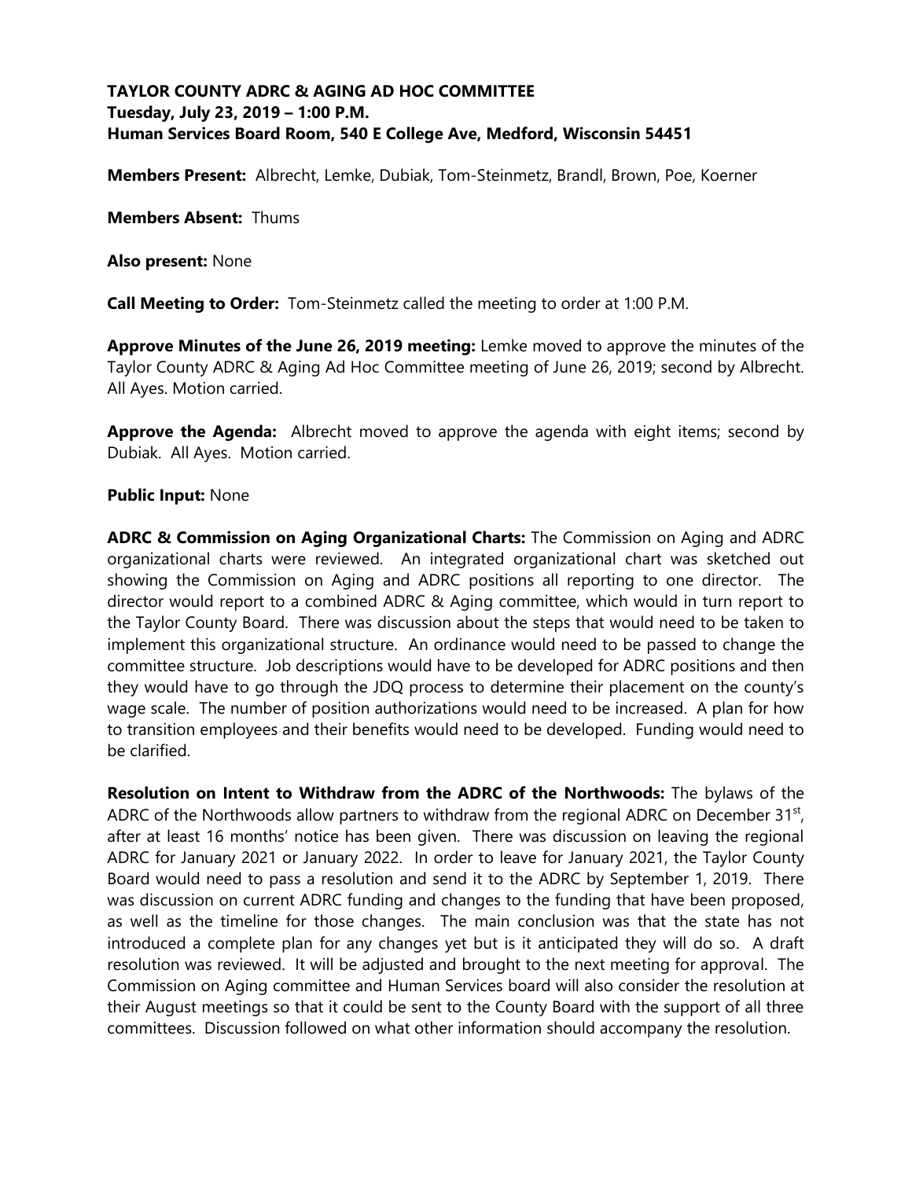**TAYLOR COUNTY ADRC & AGING AD HOC COMMITTEE**
**Tuesday, July 23, 2019 – 1:00 P.M.**
**Human Services Board Room, 540 E College Ave, Medford, Wisconsin 54451**

**Members Present:** Albrecht, Lemke, Dubiak, Tom-Steinmetz, Brandl, Brown, Poe, Koerner

**Members Absent:** Thums

**Also present:** None

**Call Meeting to Order:** Tom-Steinmetz called the meeting to order at 1:00 P.M.

**Approve Minutes of the June 26, 2019 meeting:** Lemke moved to approve the minutes of the Taylor County ADRC & Aging Ad Hoc Committee meeting of June 26, 2019; second by Albrecht. All Ayes. Motion carried.

**Approve the Agenda:** Albrecht moved to approve the agenda with eight items; second by Dubiak. All Ayes. Motion carried.

**Public Input:** None

**ADRC & Commission on Aging Organizational Charts:** The Commission on Aging and ADRC organizational charts were reviewed. An integrated organizational chart was sketched out showing the Commission on Aging and ADRC positions all reporting to one director. The director would report to a combined ADRC & Aging committee, which would in turn report to the Taylor County Board. There was discussion about the steps that would need to be taken to implement this organizational structure. An ordinance would need to be passed to change the committee structure. Job descriptions would have to be developed for ADRC positions and then they would have to go through the JDQ process to determine their placement on the county's wage scale. The number of position authorizations would need to be increased. A plan for how to transition employees and their benefits would need to be developed. Funding would need to be clarified.

**Resolution on Intent to Withdraw from the ADRC of the Northwoods:** The bylaws of the ADRC of the Northwoods allow partners to withdraw from the regional ADRC on December 31st, after at least 16 months' notice has been given. There was discussion on leaving the regional ADRC for January 2021 or January 2022. In order to leave for January 2021, the Taylor County Board would need to pass a resolution and send it to the ADRC by September 1, 2019. There was discussion on current ADRC funding and changes to the funding that have been proposed, as well as the timeline for those changes. The main conclusion was that the state has not introduced a complete plan for any changes yet but is it anticipated they will do so. A draft resolution was reviewed. It will be adjusted and brought to the next meeting for approval. The Commission on Aging committee and Human Services board will also consider the resolution at their August meetings so that it could be sent to the County Board with the support of all three committees. Discussion followed on what other information should accompany the resolution.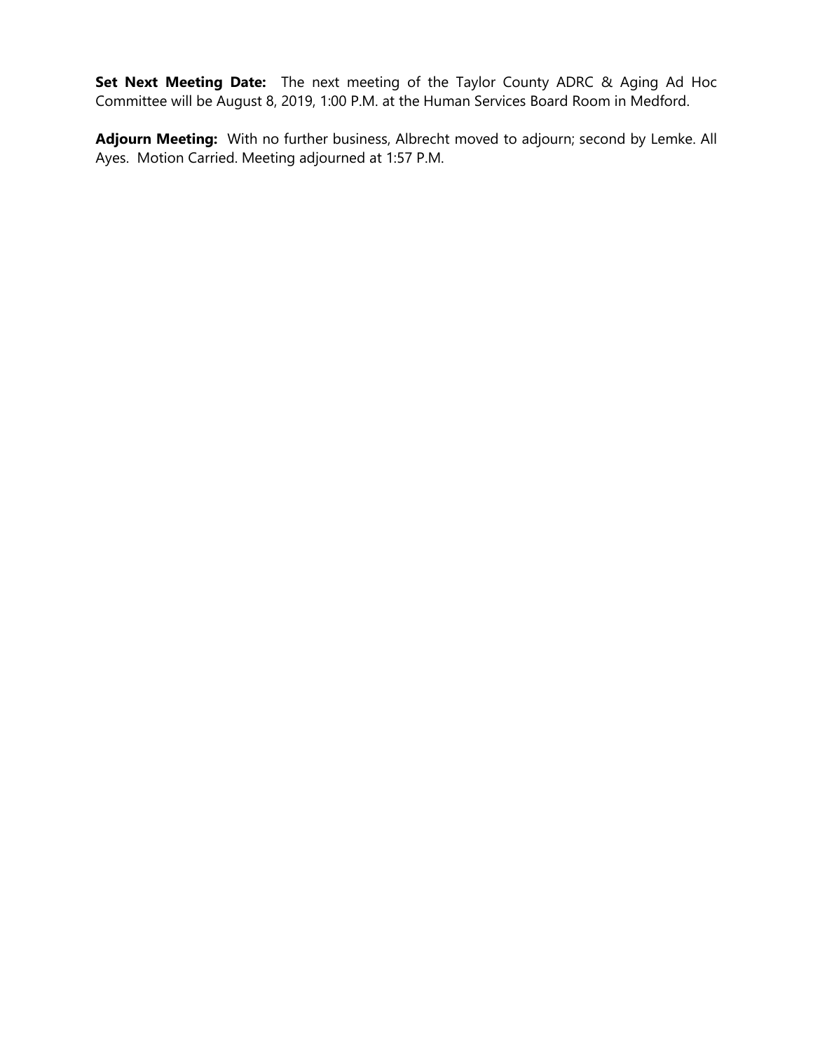**Set Next Meeting Date:** The next meeting of the Taylor County ADRC & Aging Ad Hoc Committee will be August 8, 2019, 1:00 P.M. at the Human Services Board Room in Medford.

**Adjourn Meeting:** With no further business, Albrecht moved to adjourn; second by Lemke. All Ayes. Motion Carried. Meeting adjourned at 1:57 P.M.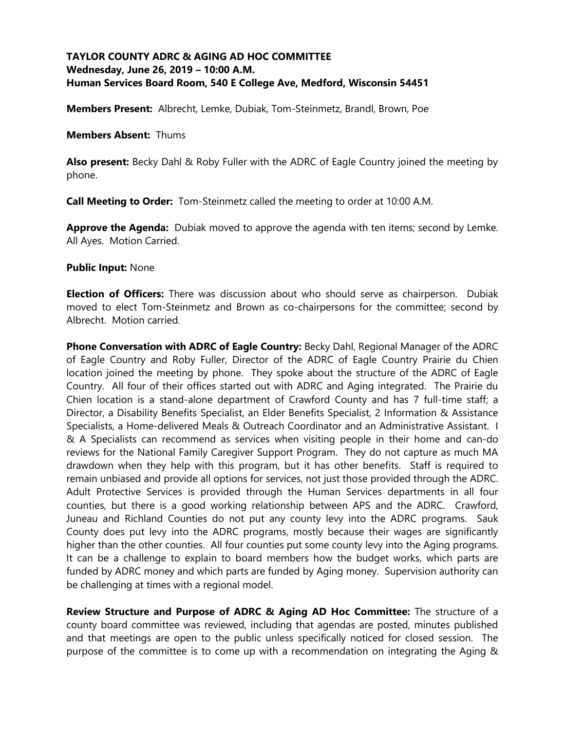**TAYLOR COUNTY ADRC & AGING AD HOC COMMITTEE**
**Wednesday, June 26, 2019 – 10:00 A.M.**
**Human Services Board Room, 540 E College Ave, Medford, Wisconsin 54451**

**Members Present:** Albrecht, Lemke, Dubiak, Tom-Steinmetz, Brandl, Brown, Poe

**Members Absent:** Thums

**Also present:** Becky Dahl & Roby Fuller with the ADRC of Eagle Country joined the meeting by phone.

**Call Meeting to Order:** Tom-Steinmetz called the meeting to order at 10:00 A.M.

**Approve the Agenda:** Dubiak moved to approve the agenda with ten items; second by Lemke. All Ayes. Motion Carried.

**Public Input:** None

**Election of Officers:** There was discussion about who should serve as chairperson. Dubiak moved to elect Tom-Steinmetz and Brown as co-chairpersons for the committee; second by Albrecht. Motion carried.

**Phone Conversation with ADRC of Eagle Country:** Becky Dahl, Regional Manager of the ADRC of Eagle Country and Roby Fuller, Director of the ADRC of Eagle Country Prairie du Chien location joined the meeting by phone. They spoke about the structure of the ADRC of Eagle Country. All four of their offices started out with ADRC and Aging integrated. The Prairie du Chien location is a stand-alone department of Crawford County and has 7 full-time staff; a Director, a Disability Benefits Specialist, an Elder Benefits Specialist, 2 Information & Assistance Specialists, a Home-delivered Meals & Outreach Coordinator and an Administrative Assistant. I & A Specialists can recommend as services when visiting people in their home and can-do reviews for the National Family Caregiver Support Program. They do not capture as much MA drawdown when they help with this program, but it has other benefits. Staff is required to remain unbiased and provide all options for services, not just those provided through the ADRC. Adult Protective Services is provided through the Human Services departments in all four counties, but there is a good working relationship between APS and the ADRC. Crawford, Juneau and Richland Counties do not put any county levy into the ADRC programs. Sauk County does put levy into the ADRC programs, mostly because their wages are significantly higher than the other counties. All four counties put some county levy into the Aging programs. It can be a challenge to explain to board members how the budget works, which parts are funded by ADRC money and which parts are funded by Aging money. Supervision authority can be challenging at times with a regional model.

**Review Structure and Purpose of ADRC & Aging AD Hoc Committee:** The structure of a county board committee was reviewed, including that agendas are posted, minutes published and that meetings are open to the public unless specifically noticed for closed session. The purpose of the committee is to come up with a recommendation on integrating the Aging &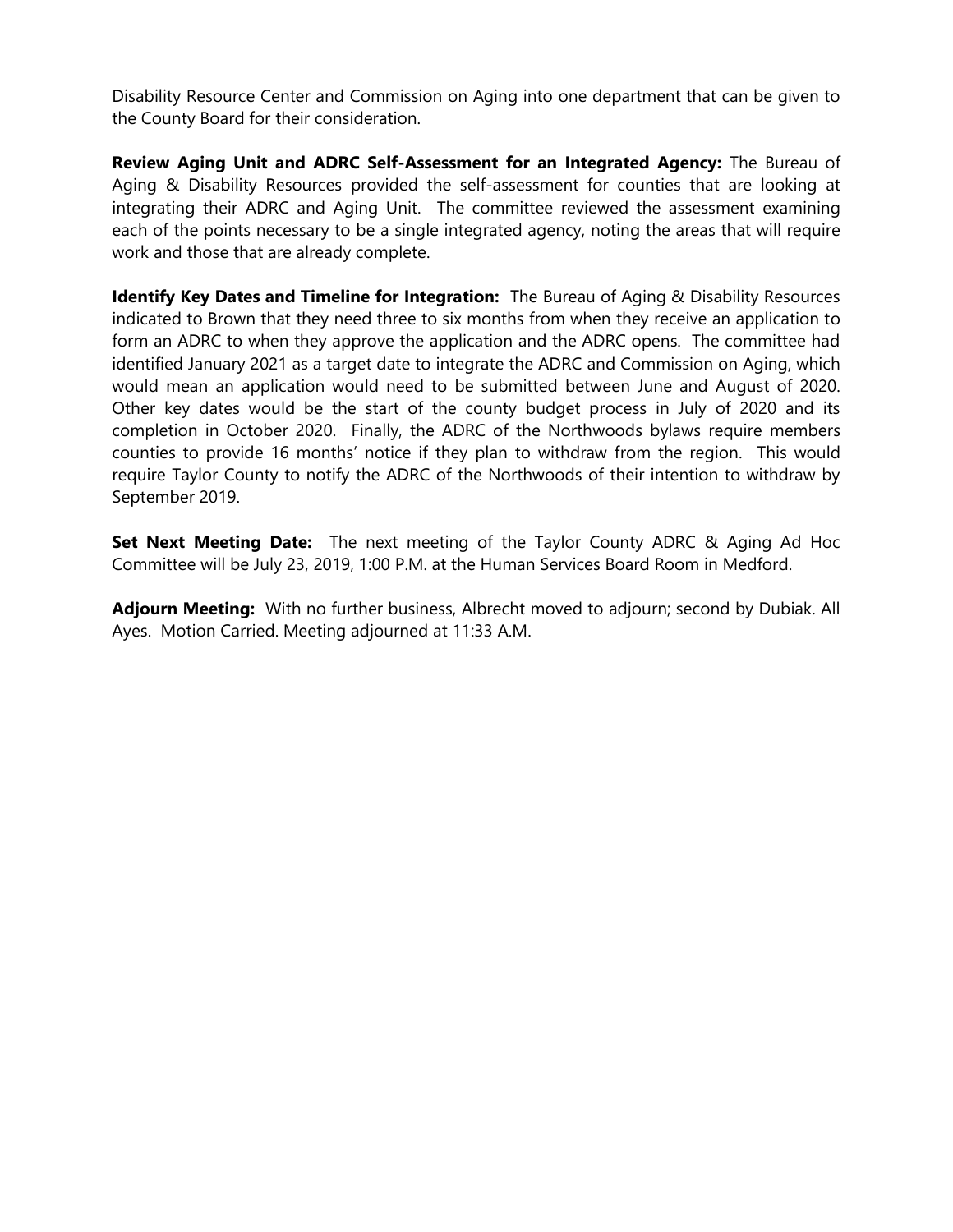Disability Resource Center and Commission on Aging into one department that can be given to the County Board for their consideration.

**Review Aging Unit and ADRC Self-Assessment for an Integrated Agency:** The Bureau of Aging & Disability Resources provided the self-assessment for counties that are looking at integrating their ADRC and Aging Unit. The committee reviewed the assessment examining each of the points necessary to be a single integrated agency, noting the areas that will require work and those that are already complete.

**Identify Key Dates and Timeline for Integration:** The Bureau of Aging & Disability Resources indicated to Brown that they need three to six months from when they receive an application to form an ADRC to when they approve the application and the ADRC opens. The committee had identified January 2021 as a target date to integrate the ADRC and Commission on Aging, which would mean an application would need to be submitted between June and August of 2020. Other key dates would be the start of the county budget process in July of 2020 and its completion in October 2020. Finally, the ADRC of the Northwoods bylaws require members counties to provide 16 months' notice if they plan to withdraw from the region. This would require Taylor County to notify the ADRC of the Northwoods of their intention to withdraw by September 2019.

**Set Next Meeting Date:** The next meeting of the Taylor County ADRC & Aging Ad Hoc Committee will be July 23, 2019, 1:00 P.M. at the Human Services Board Room in Medford.

**Adjourn Meeting:** With no further business, Albrecht moved to adjourn; second by Dubiak. All Ayes. Motion Carried. Meeting adjourned at 11:33 A.M.